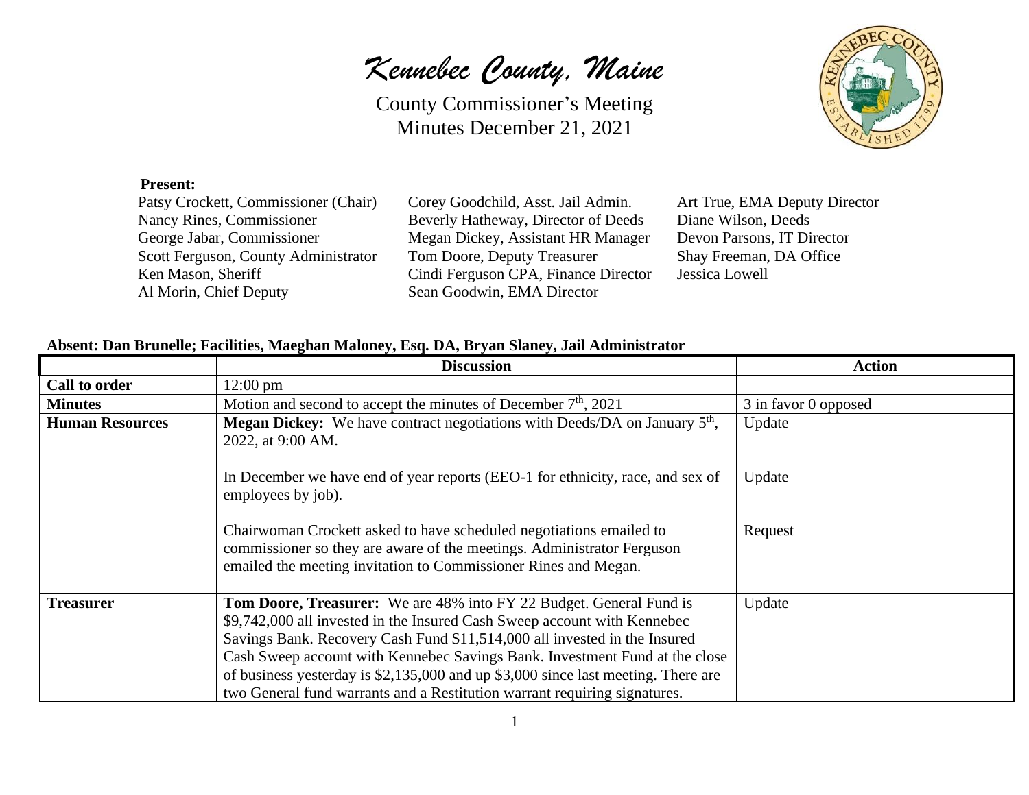# *Kennebec County, Maine*

County Commissioner's Meeting
Minutes December 21, 2021

**Present:**

Patsy Crockett, Commissioner (Chair)
Nancy Rines, Commissioner
George Jabar, Commissioner
Scott Ferguson, County Administrator
Ken Mason, Sheriff
Al Morin, Chief Deputy
Corey Goodchild, Asst. Jail Admin.
Beverly Hatheway, Director of Deeds
Megan Dickey, Assistant HR Manager
Tom Doore, Deputy Treasurer
Cindi Ferguson CPA, Finance Director
Sean Goodwin, EMA Director
Art True, EMA Deputy Director
Diane Wilson, Deeds
Devon Parsons, IT Director
Shay Freeman, DA Office
Jessica Lowell

**Absent: Dan Brunelle; Facilities, Maeghan Maloney, Esq. DA, Bryan Slaney, Jail Administrator**

| | Discussion | Action |
|---|---|---|
| **Call to order** | 12:00 pm | |
| **Minutes** | Motion and second to accept the minutes of December 7th, 2021 | 3 in favor 0 opposed |
| **Human Resources** | **Megan Dickey:** We have contract negotiations with Deeds/DA on January 5th, 2022, at 9:00 AM. | Update |
| | In December we have end of year reports (EEO-1 for ethnicity, race, and sex of employees by job). | Update |
| | Chairwoman Crockett asked to have scheduled negotiations emailed to commissioner so they are aware of the meetings. Administrator Ferguson emailed the meeting invitation to Commissioner Rines and Megan. | Request |
| **Treasurer** | **Tom Doore, Treasurer:** We are 48% into FY 22 Budget. General Fund is \$9,742,000 all invested in the Insured Cash Sweep account with Kennebec Savings Bank. Recovery Cash Fund \$11,514,000 all invested in the Insured Cash Sweep account with Kennebec Savings Bank. Investment Fund at the close of business yesterday is \$2,135,000 and up \$3,000 since last meeting. There are two General fund warrants and a Restitution warrant requiring signatures. | Update |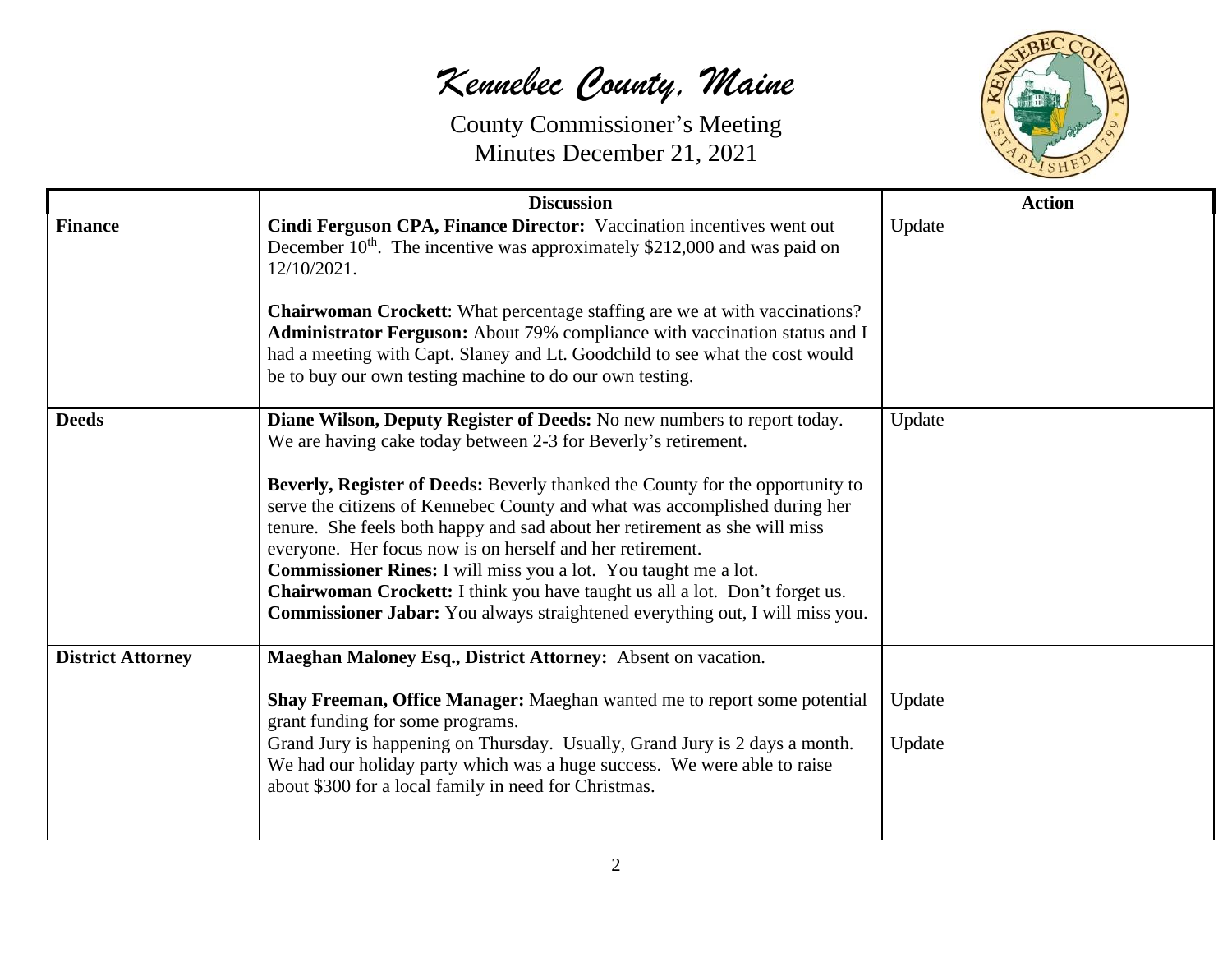*Kennebec County, Maine*

County Commissioner's Meeting
Minutes December 21, 2021

| | Discussion | Action |
|---|---|---|
| **Finance** | **Cindi Ferguson CPA, Finance Director:** Vaccination incentives went out December 10th. The incentive was approximately $212,000 and was paid on 12/10/2021.<br><br>**Chairwoman Crockett**: What percentage staffing are we at with vaccinations?<br>**Administrator Ferguson:** About 79% compliance with vaccination status and I had a meeting with Capt. Slaney and Lt. Goodchild to see what the cost would be to buy our own testing machine to do our own testing. | Update |
| **Deeds** | **Diane Wilson, Deputy Register of Deeds:** No new numbers to report today. We are having cake today between 2-3 for Beverly's retirement.<br><br>**Beverly, Register of Deeds:** Beverly thanked the County for the opportunity to serve the citizens of Kennebec County and what was accomplished during her tenure. She feels both happy and sad about her retirement as she will miss everyone. Her focus now is on herself and her retirement.<br>**Commissioner Rines:** I will miss you a lot. You taught me a lot.<br>**Chairwoman Crockett:** I think you have taught us all a lot. Don't forget us.<br>**Commissioner Jabar:** You always straightened everything out, I will miss you. | Update |
| **District Attorney** | **Maeghan Maloney Esq., District Attorney:** Absent on vacation.<br><br>**Shay Freeman, Office Manager:** Maeghan wanted me to report some potential grant funding for some programs.<br>Grand Jury is happening on Thursday. Usually, Grand Jury is 2 days a month. We had our holiday party which was a huge success. We were able to raise about $300 for a local family in need for Christmas. | Update<br><br>Update |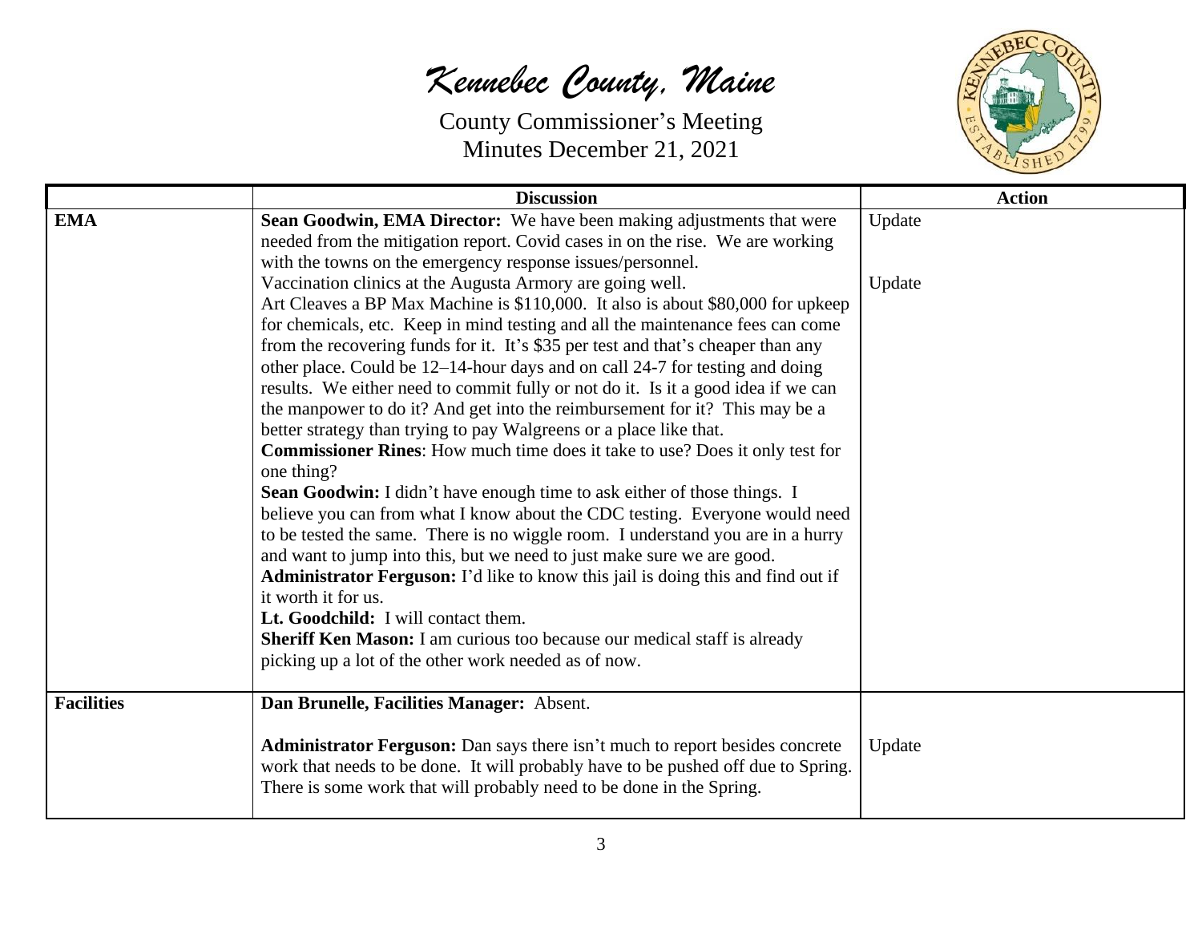*Kennebec County, Maine*

County Commissioner's Meeting
Minutes December 21, 2021

| | Discussion | Action |
|---|---|---|
| **EMA** | **Sean Goodwin, EMA Director:** We have been making adjustments that were needed from the mitigation report. Covid cases in on the rise. We are working with the towns on the emergency response issues/personnel.<br>Vaccination clinics at the Augusta Armory are going well.<br>Art Cleaves a BP Max Machine is $110,000. It also is about $80,000 for upkeep for chemicals, etc. Keep in mind testing and all the maintenance fees can come from the recovering funds for it. It's $35 per test and that's cheaper than any other place. Could be 12–14-hour days and on call 24-7 for testing and doing results. We either need to commit fully or not do it. Is it a good idea if we can the manpower to do it? And get into the reimbursement for it? This may be a better strategy than trying to pay Walgreens or a place like that.<br>**Commissioner Rines**: How much time does it take to use? Does it only test for one thing?<br>**Sean Goodwin:** I didn't have enough time to ask either of those things. I believe you can from what I know about the CDC testing. Everyone would need to be tested the same. There is no wiggle room. I understand you are in a hurry and want to jump into this, but we need to just make sure we are good.<br>**Administrator Ferguson:** I'd like to know this jail is doing this and find out if it worth it for us.<br>**Lt. Goodchild:** I will contact them.<br>**Sheriff Ken Mason:** I am curious too because our medical staff is already picking up a lot of the other work needed as of now. | Update<br><br><br>Update |
| **Facilities** | **Dan Brunelle, Facilities Manager:** Absent.<br><br>**Administrator Ferguson:** Dan says there isn't much to report besides concrete work that needs to be done. It will probably have to be pushed off due to Spring. There is some work that will probably need to be done in the Spring. | <br><br>Update |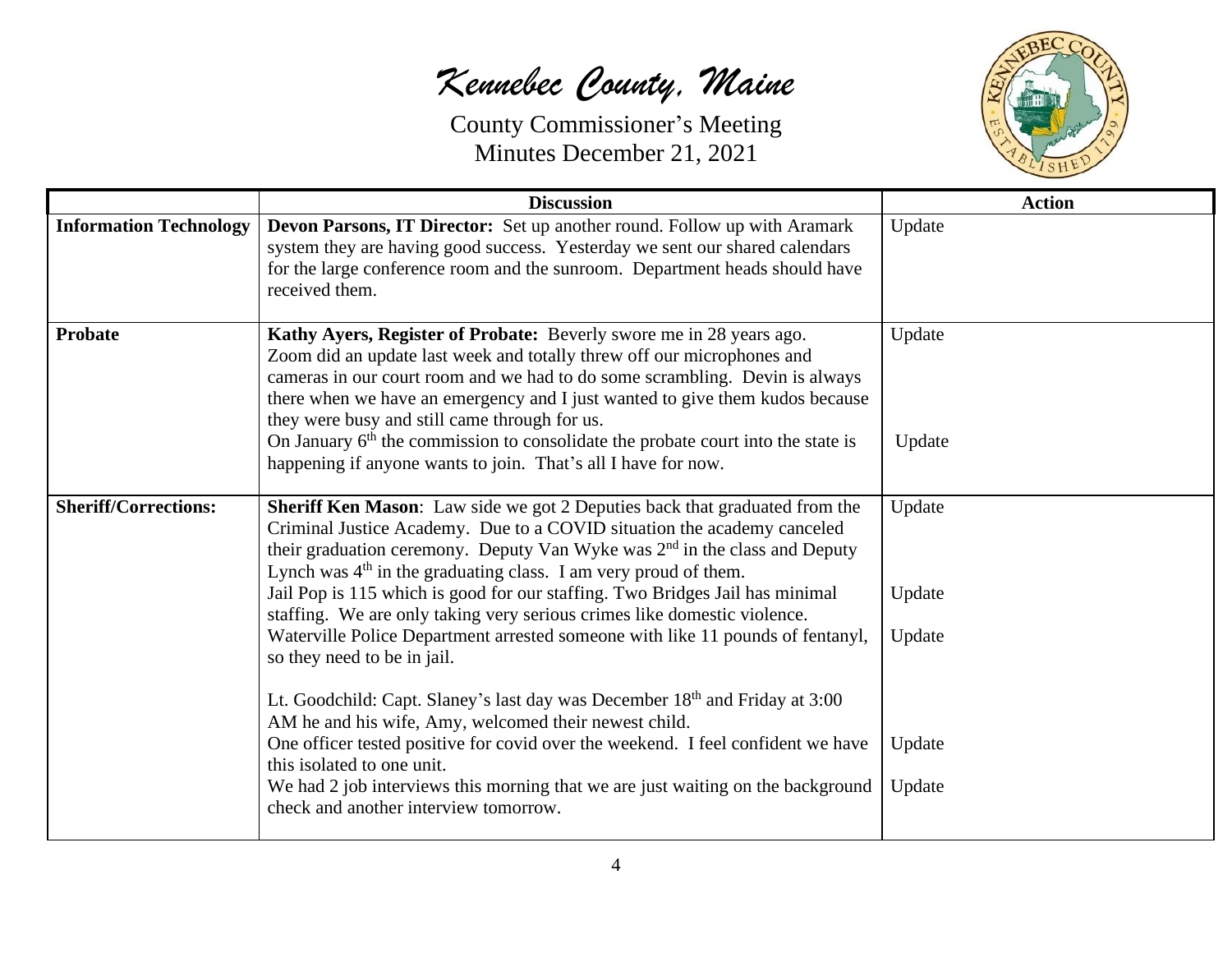*Kennebec County, Maine*

County Commissioner's Meeting
Minutes December 21, 2021

| | Discussion | Action |
|---|---|---|
| **Information Technology** | **Devon Parsons, IT Director:** Set up another round. Follow up with Aramark system they are having good success. Yesterday we sent our shared calendars for the large conference room and the sunroom. Department heads should have received them. | Update |
| **Probate** | **Kathy Ayers, Register of Probate:** Beverly swore me in 28 years ago. Zoom did an update last week and totally threw off our microphones and cameras in our court room and we had to do some scrambling. Devin is always there when we have an emergency and I just wanted to give them kudos because they were busy and still came through for us.<br>On January 6th the commission to consolidate the probate court into the state is happening if anyone wants to join. That's all I have for now. | Update<br><br>Update |
| **Sheriff/Corrections:** | **Sheriff Ken Mason**: Law side we got 2 Deputies back that graduated from the Criminal Justice Academy. Due to a COVID situation the academy canceled their graduation ceremony. Deputy Van Wyke was 2nd in the class and Deputy Lynch was 4th in the graduating class. I am very proud of them.<br>Jail Pop is 115 which is good for our staffing. Two Bridges Jail has minimal staffing. We are only taking very serious crimes like domestic violence.<br>Waterville Police Department arrested someone with like 11 pounds of fentanyl, so they need to be in jail.<br><br>Lt. Goodchild: Capt. Slaney's last day was December 18th and Friday at 3:00 AM he and his wife, Amy, welcomed their newest child.<br>One officer tested positive for covid over the weekend. I feel confident we have this isolated to one unit.<br>We had 2 job interviews this morning that we are just waiting on the background check and another interview tomorrow. | Update<br><br>Update<br><br>Update<br><br>Update<br><br>Update |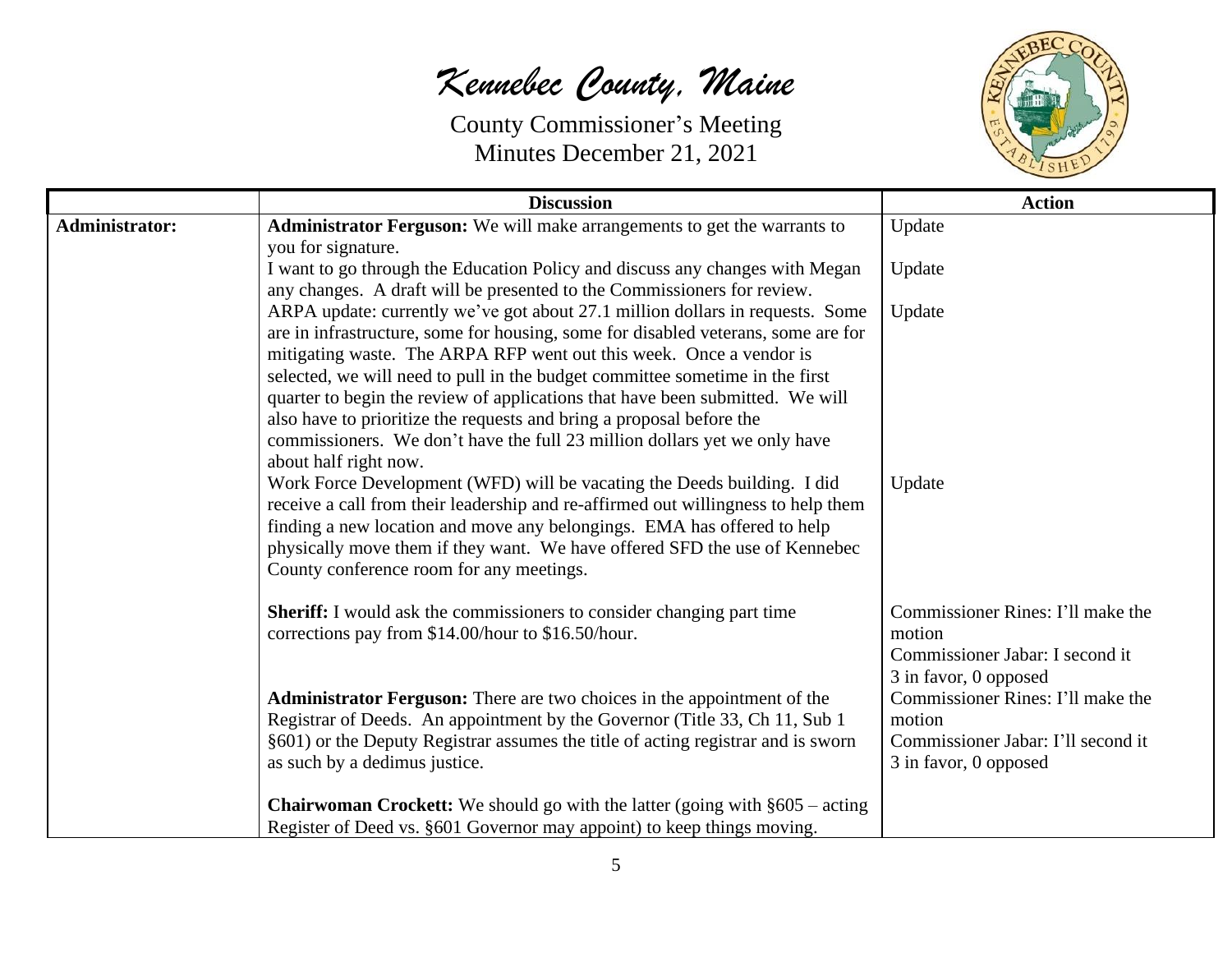*Kennebec County, Maine*

County Commissioner's Meeting
Minutes December 21, 2021

| | Discussion | Action |
|---|---|---|
| **Administrator:** | **Administrator Ferguson:** We will make arrangements to get the warrants to you for signature. | Update |
| | I want to go through the Education Policy and discuss any changes with Megan any changes. A draft will be presented to the Commissioners for review. | Update |
| | ARPA update: currently we've got about 27.1 million dollars in requests. Some are in infrastructure, some for housing, some for disabled veterans, some are for mitigating waste. The ARPA RFP went out this week. Once a vendor is selected, we will need to pull in the budget committee sometime in the first quarter to begin the review of applications that have been submitted. We will also have to prioritize the requests and bring a proposal before the commissioners. We don't have the full 23 million dollars yet we only have about half right now. | Update |
| | Work Force Development (WFD) will be vacating the Deeds building. I did receive a call from their leadership and re-affirmed out willingness to help them finding a new location and move any belongings. EMA has offered to help physically move them if they want. We have offered SFD the use of Kennebec County conference room for any meetings. | Update |
| | **Sheriff:** I would ask the commissioners to consider changing part time corrections pay from $14.00/hour to $16.50/hour. | Commissioner Rines: I'll make the motion<br>Commissioner Jabar: I second it<br>3 in favor, 0 opposed |
| | **Administrator Ferguson:** There are two choices in the appointment of the Registrar of Deeds. An appointment by the Governor (Title 33, Ch 11, Sub 1 §601) or the Deputy Registrar assumes the title of acting registrar and is sworn as such by a dedimus justice.<br><br>**Chairwoman Crockett:** We should go with the latter (going with §605 – acting Register of Deed vs. §601 Governor may appoint) to keep things moving. | Commissioner Rines: I'll make the motion<br>Commissioner Jabar: I'll second it<br>3 in favor, 0 opposed |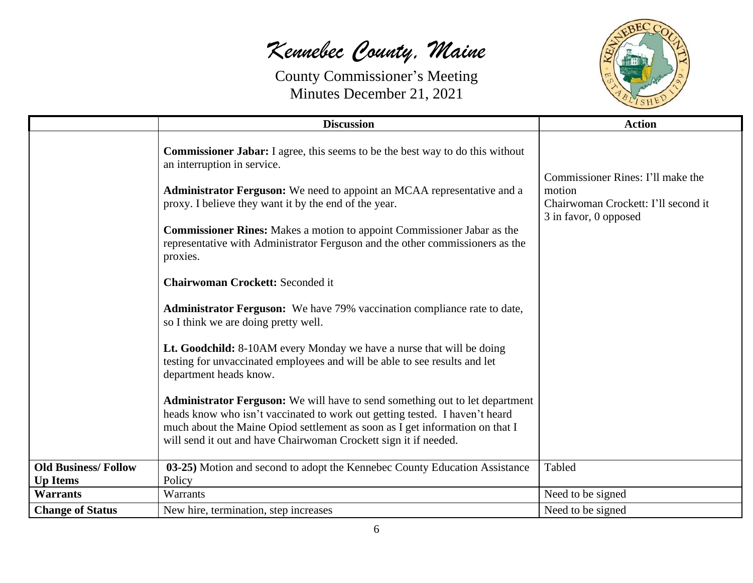# *Kennebec County, Maine*

County Commissioner's Meeting
Minutes December 21, 2021

| | Discussion | Action |
|---|---|---|
| | **Commissioner Jabar:** I agree, this seems to be the best way to do this without an interruption in service.<br><br>**Administrator Ferguson:** We need to appoint an MCAA representative and a proxy. I believe they want it by the end of the year.<br><br>**Commissioner Rines:** Makes a motion to appoint Commissioner Jabar as the representative with Administrator Ferguson and the other commissioners as the proxies.<br><br>**Chairwoman Crockett:** Seconded it<br><br>**Administrator Ferguson:** We have 79% vaccination compliance rate to date, so I think we are doing pretty well.<br><br>**Lt. Goodchild:** 8-10AM every Monday we have a nurse that will be doing testing for unvaccinated employees and will be able to see results and let department heads know.<br><br>**Administrator Ferguson:** We will have to send something out to let department heads know who isn't vaccinated to work out getting tested. I haven't heard much about the Maine Opiod settlement as soon as I get information on that I will send it out and have Chairwoman Crockett sign it if needed. | Commissioner Rines: I'll make the motion<br>Chairwoman Crockett: I'll second it<br>3 in favor, 0 opposed |
| **Old Business/ Follow Up Items** | **03-25)** Motion and second to adopt the Kennebec County Education Assistance Policy | Tabled |
| **Warrants** | Warrants | Need to be signed |
| **Change of Status** | New hire, termination, step increases | Need to be signed |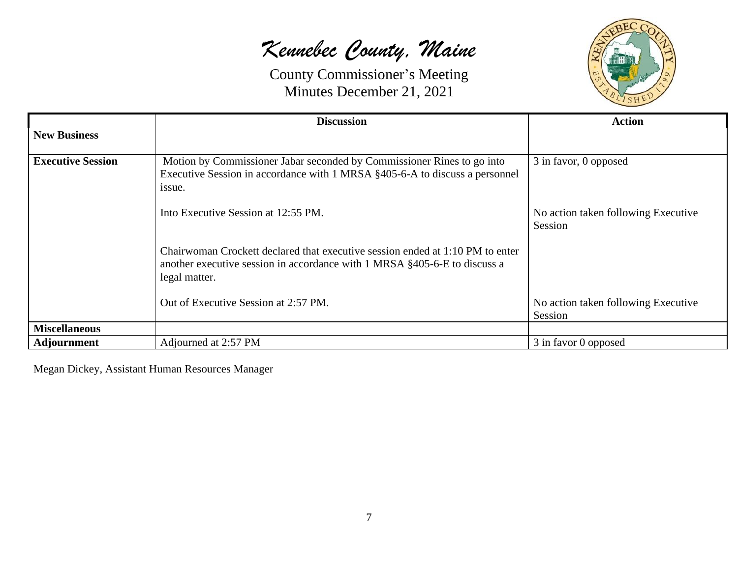# *Kennebec County, Maine*

County Commissioner's Meeting
Minutes December 21, 2021

| | Discussion | Action |
|---|---|---|
| **New Business** | | |
| **Executive Session** | Motion by Commissioner Jabar seconded by Commissioner Rines to go into Executive Session in accordance with 1 MRSA §405-6-A to discuss a personnel issue.<br><br>Into Executive Session at 12:55 PM.<br><br>Chairwoman Crockett declared that executive session ended at 1:10 PM to enter another executive session in accordance with 1 MRSA §405-6-E to discuss a legal matter.<br><br>Out of Executive Session at 2:57 PM. | 3 in favor, 0 opposed<br><br>No action taken following Executive Session<br><br>No action taken following Executive Session |
| **Miscellaneous** | | |
| **Adjournment** | Adjourned at 2:57 PM | 3 in favor 0 opposed |

Megan Dickey, Assistant Human Resources Manager